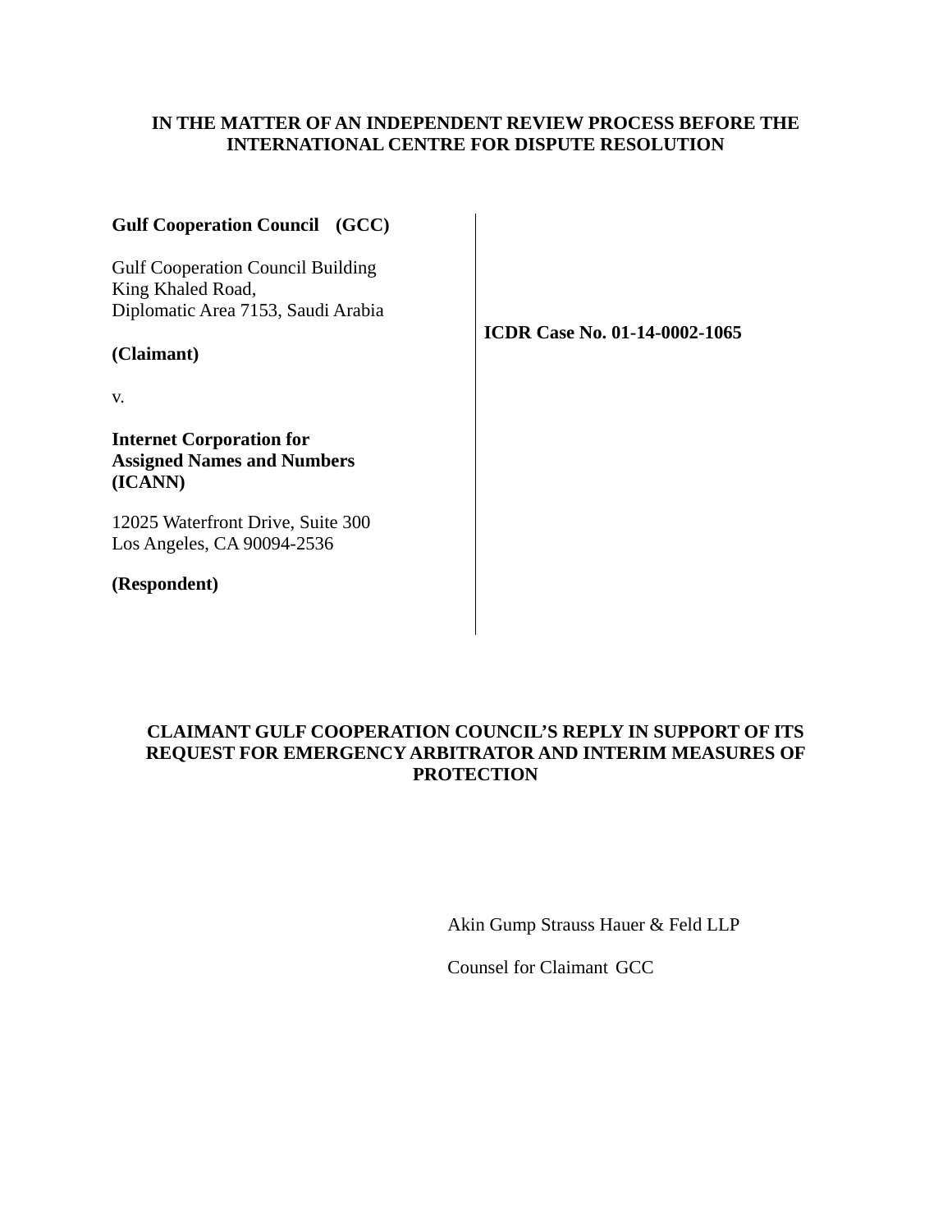**IN THE MATTER OF AN INDEPENDENT REVIEW PROCESS BEFORE THE INTERNATIONAL CENTRE FOR DISPUTE RESOLUTION**

**Gulf Cooperation Council (GCC)**

Gulf Cooperation Council Building
King Khaled Road,
Diplomatic Area 7153, Saudi Arabia

**(Claimant)**

v.

**Internet Corporation for Assigned Names and Numbers (ICANN)**

12025 Waterfront Drive, Suite 300
Los Angeles, CA 90094-2536

**(Respondent)**

**ICDR Case No. 01-14-0002-1065**

**CLAIMANT GULF COOPERATION COUNCIL'S REPLY IN SUPPORT OF ITS REQUEST FOR EMERGENCY ARBITRATOR AND INTERIM MEASURES OF PROTECTION**

Akin Gump Strauss Hauer & Feld LLP

Counsel for Claimant GCC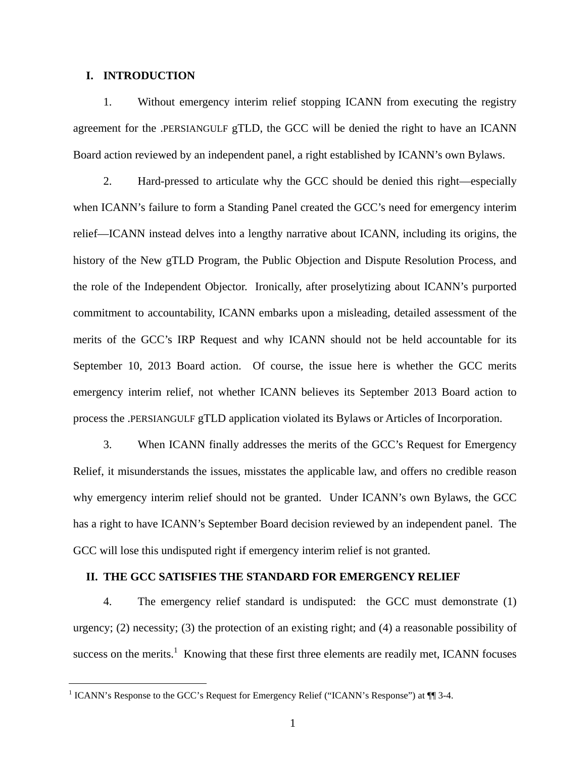## I. INTRODUCTION

1. Without emergency interim relief stopping ICANN from executing the registry agreement for the .PERSIANGULF gTLD, the GCC will be denied the right to have an ICANN Board action reviewed by an independent panel, a right established by ICANN's own Bylaws.

2. Hard-pressed to articulate why the GCC should be denied this right—especially when ICANN's failure to form a Standing Panel created the GCC's need for emergency interim relief—ICANN instead delves into a lengthy narrative about ICANN, including its origins, the history of the New gTLD Program, the Public Objection and Dispute Resolution Process, and the role of the Independent Objector. Ironically, after proselytizing about ICANN's purported commitment to accountability, ICANN embarks upon a misleading, detailed assessment of the merits of the GCC's IRP Request and why ICANN should not be held accountable for its September 10, 2013 Board action. Of course, the issue here is whether the GCC merits emergency interim relief, not whether ICANN believes its September 2013 Board action to process the .PERSIANGULF gTLD application violated its Bylaws or Articles of Incorporation.

3. When ICANN finally addresses the merits of the GCC's Request for Emergency Relief, it misunderstands the issues, misstates the applicable law, and offers no credible reason why emergency interim relief should not be granted. Under ICANN's own Bylaws, the GCC has a right to have ICANN's September Board decision reviewed by an independent panel. The GCC will lose this undisputed right if emergency interim relief is not granted.

## II. THE GCC SATISFIES THE STANDARD FOR EMERGENCY RELIEF

4. The emergency relief standard is undisputed: the GCC must demonstrate (1) urgency; (2) necessity; (3) the protection of an existing right; and (4) a reasonable possibility of success on the merits.[1] Knowing that these first three elements are readily met, ICANN focuses

[1] ICANN's Response to the GCC's Request for Emergency Relief ("ICANN's Response") at ¶¶ 3-4.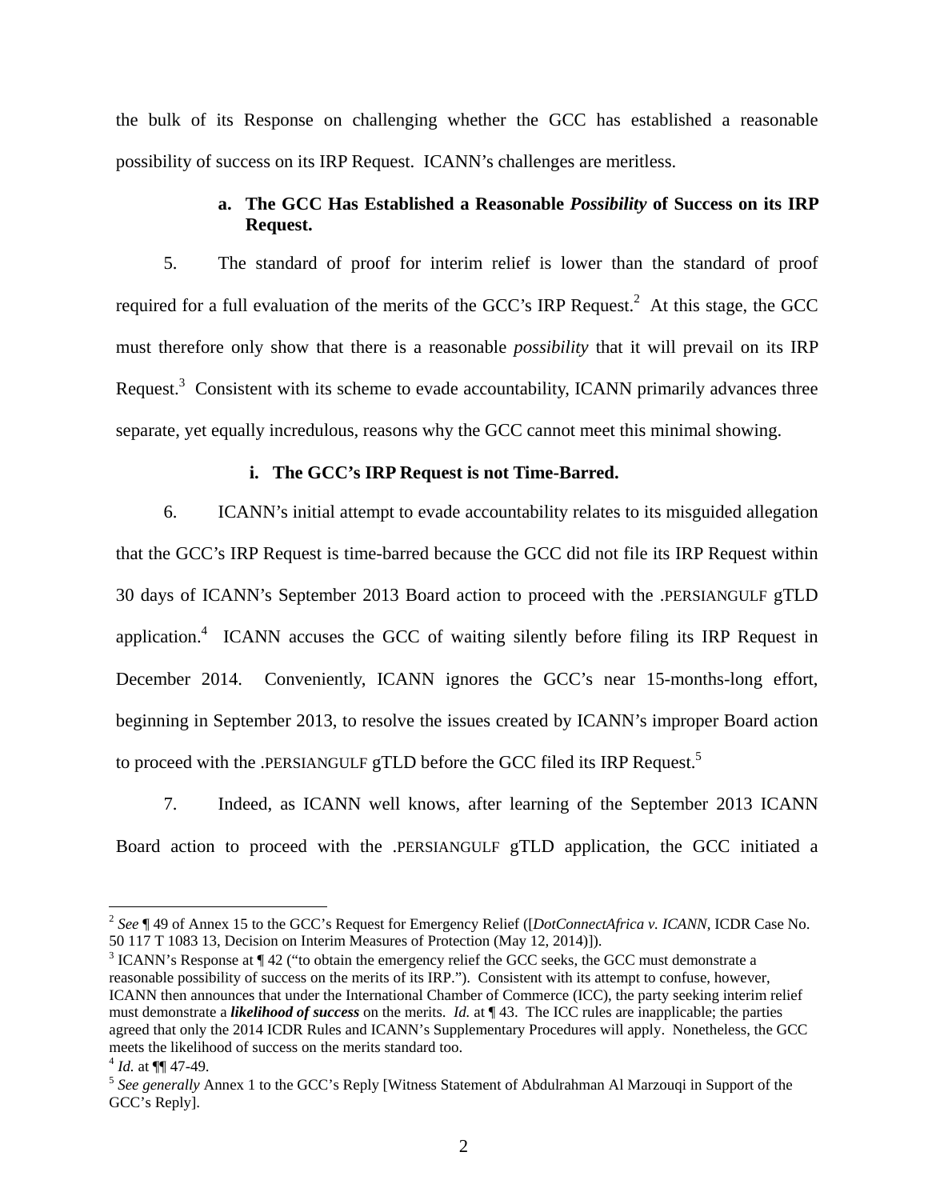the bulk of its Response on challenging whether the GCC has established a reasonable possibility of success on its IRP Request. ICANN's challenges are meritless.

**a. The GCC Has Established a Reasonable *Possibility* of Success on its IRP Request.**

5. The standard of proof for interim relief is lower than the standard of proof required for a full evaluation of the merits of the GCC's IRP Request.[2] At this stage, the GCC must therefore only show that there is a reasonable *possibility* that it will prevail on its IRP Request.[3] Consistent with its scheme to evade accountability, ICANN primarily advances three separate, yet equally incredulous, reasons why the GCC cannot meet this minimal showing.

**i. The GCC's IRP Request is not Time-Barred.**

6. ICANN's initial attempt to evade accountability relates to its misguided allegation that the GCC's IRP Request is time-barred because the GCC did not file its IRP Request within 30 days of ICANN's September 2013 Board action to proceed with the .PERSIANGULF gTLD application.[4] ICANN accuses the GCC of waiting silently before filing its IRP Request in December 2014. Conveniently, ICANN ignores the GCC's near 15-months-long effort, beginning in September 2013, to resolve the issues created by ICANN's improper Board action to proceed with the .PERSIANGULF gTLD before the GCC filed its IRP Request.[5]

7. Indeed, as ICANN well knows, after learning of the September 2013 ICANN Board action to proceed with the .PERSIANGULF gTLD application, the GCC initiated a

---

[2] *See* ¶ 49 of Annex 15 to the GCC's Request for Emergency Relief ([*DotConnectAfrica v. ICANN*, ICDR Case No. 50 117 T 1083 13, Decision on Interim Measures of Protection (May 12, 2014)]).

[3] ICANN's Response at ¶ 42 ("to obtain the emergency relief the GCC seeks, the GCC must demonstrate a reasonable possibility of success on the merits of its IRP."). Consistent with its attempt to confuse, however, ICANN then announces that under the International Chamber of Commerce (ICC), the party seeking interim relief must demonstrate a ***likelihood of success*** on the merits. *Id.* at ¶ 43. The ICC rules are inapplicable; the parties agreed that only the 2014 ICDR Rules and ICANN's Supplementary Procedures will apply. Nonetheless, the GCC meets the likelihood of success on the merits standard too.

[4] *Id.* at ¶¶ 47-49.

[5] *See generally* Annex 1 to the GCC's Reply [Witness Statement of Abdulrahman Al Marzouqi in Support of the GCC's Reply].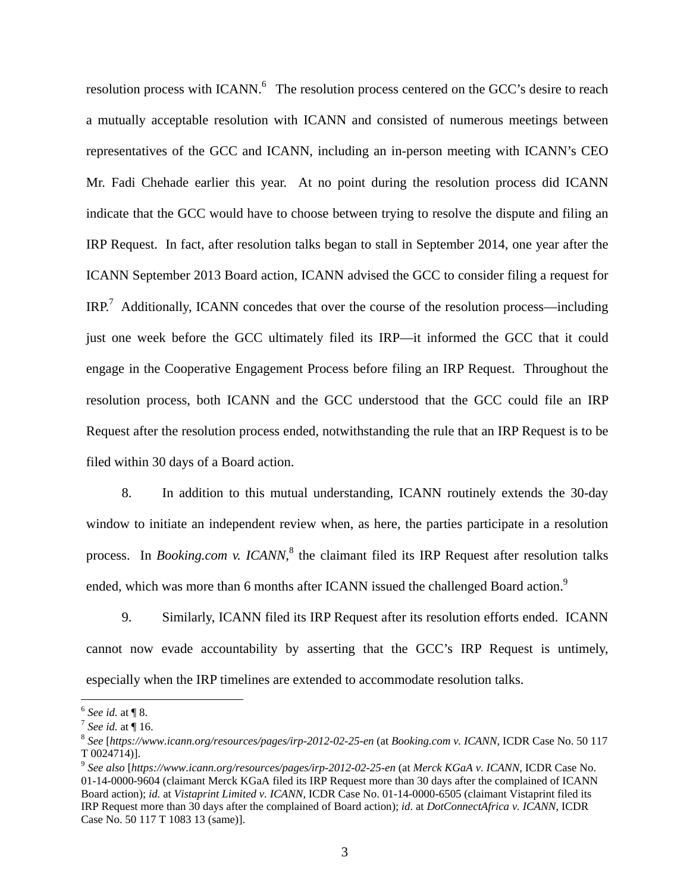resolution process with ICANN.[6] The resolution process centered on the GCC's desire to reach a mutually acceptable resolution with ICANN and consisted of numerous meetings between representatives of the GCC and ICANN, including an in-person meeting with ICANN's CEO Mr. Fadi Chehade earlier this year. At no point during the resolution process did ICANN indicate that the GCC would have to choose between trying to resolve the dispute and filing an IRP Request. In fact, after resolution talks began to stall in September 2014, one year after the ICANN September 2013 Board action, ICANN advised the GCC to consider filing a request for IRP.[7] Additionally, ICANN concedes that over the course of the resolution process—including just one week before the GCC ultimately filed its IRP—it informed the GCC that it could engage in the Cooperative Engagement Process before filing an IRP Request. Throughout the resolution process, both ICANN and the GCC understood that the GCC could file an IRP Request after the resolution process ended, notwithstanding the rule that an IRP Request is to be filed within 30 days of a Board action.

8. In addition to this mutual understanding, ICANN routinely extends the 30-day window to initiate an independent review when, as here, the parties participate in a resolution process. In *Booking.com v. ICANN*,[8] the claimant filed its IRP Request after resolution talks ended, which was more than 6 months after ICANN issued the challenged Board action.[9]

9. Similarly, ICANN filed its IRP Request after its resolution efforts ended. ICANN cannot now evade accountability by asserting that the GCC's IRP Request is untimely, especially when the IRP timelines are extended to accommodate resolution talks.

---

[6] *See id.* at ¶ 8.

[7] *See id.* at ¶ 16.

[8] *See* [*https://www.icann.org/resources/pages/irp-2012-02-25-en* (at *Booking.com v. ICANN*, ICDR Case No. 50 117 T 0024714)].

[9] *See also* [*https://www.icann.org/resources/pages/irp-2012-02-25-en* (at *Merck KGaA v. ICANN*, ICDR Case No. 01-14-0000-9604 (claimant Merck KGaA filed its IRP Request more than 30 days after the complained of ICANN Board action); *id.* at *Vistaprint Limited v. ICANN*, ICDR Case No. 01-14-0000-6505 (claimant Vistaprint filed its IRP Request more than 30 days after the complained of Board action); *id*. at *DotConnectAfrica v. ICANN*, ICDR Case No. 50 117 T 1083 13 (same)].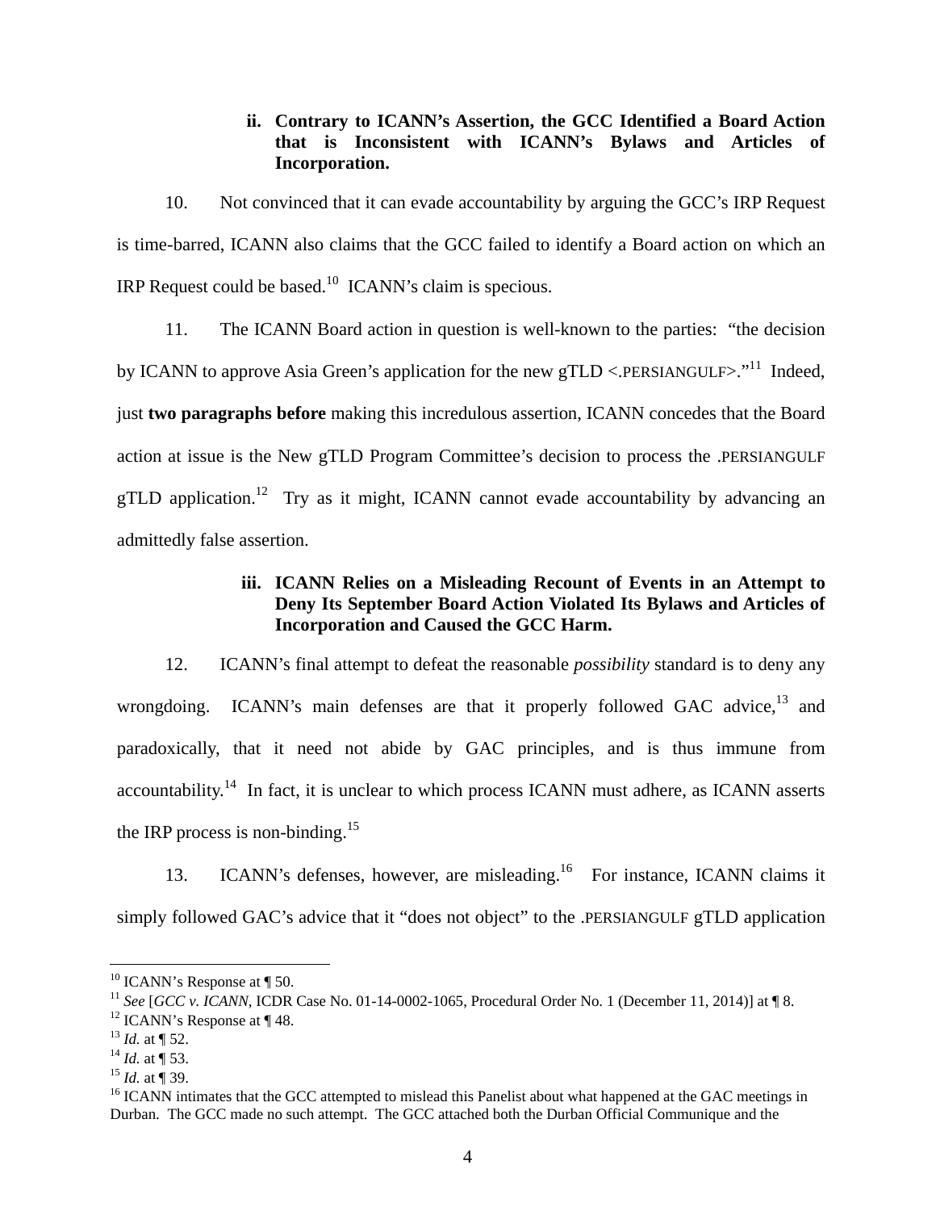### ii. Contrary to ICANN's Assertion, the GCC Identified a Board Action that is Inconsistent with ICANN's Bylaws and Articles of Incorporation.

10. Not convinced that it can evade accountability by arguing the GCC's IRP Request is time-barred, ICANN also claims that the GCC failed to identify a Board action on which an IRP Request could be based.[10] ICANN's claim is specious.

11. The ICANN Board action in question is well-known to the parties: "the decision by ICANN to approve Asia Green's application for the new gTLD <.PERSIANGULF>."[11] Indeed, just **two paragraphs before** making this incredulous assertion, ICANN concedes that the Board action at issue is the New gTLD Program Committee's decision to process the .PERSIANGULF gTLD application.[12] Try as it might, ICANN cannot evade accountability by advancing an admittedly false assertion.

### iii. ICANN Relies on a Misleading Recount of Events in an Attempt to Deny Its September Board Action Violated Its Bylaws and Articles of Incorporation and Caused the GCC Harm.

12. ICANN's final attempt to defeat the reasonable *possibility* standard is to deny any wrongdoing. ICANN's main defenses are that it properly followed GAC advice,[13] and paradoxically, that it need not abide by GAC principles, and is thus immune from accountability.[14] In fact, it is unclear to which process ICANN must adhere, as ICANN asserts the IRP process is non-binding.[15]

13. ICANN's defenses, however, are misleading.[16] For instance, ICANN claims it simply followed GAC's advice that it "does not object" to the .PERSIANGULF gTLD application

---

[10] ICANN's Response at ¶ 50.

[11] *See* [*GCC v. ICANN*, ICDR Case No. 01-14-0002-1065, Procedural Order No. 1 (December 11, 2014)] at ¶ 8.

[12] ICANN's Response at ¶ 48.

[13] *Id.* at ¶ 52.

[14] *Id.* at ¶ 53.

[15] *Id.* at ¶ 39.

[16] ICANN intimates that the GCC attempted to mislead this Panelist about what happened at the GAC meetings in Durban. The GCC made no such attempt. The GCC attached both the Durban Official Communique and the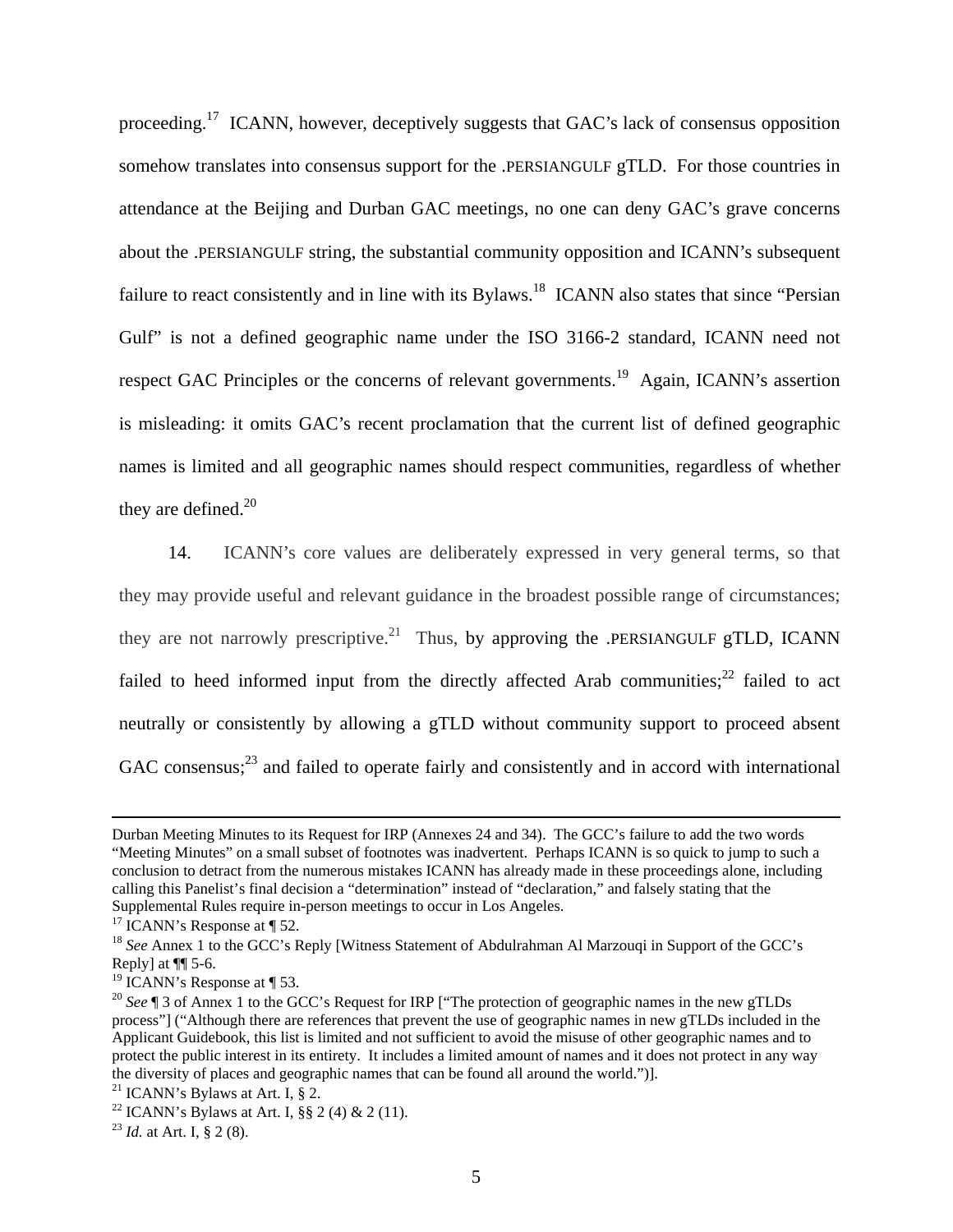proceeding.[17] ICANN, however, deceptively suggests that GAC's lack of consensus opposition somehow translates into consensus support for the .PERSIANGULF gTLD. For those countries in attendance at the Beijing and Durban GAC meetings, no one can deny GAC's grave concerns about the .PERSIANGULF string, the substantial community opposition and ICANN's subsequent failure to react consistently and in line with its Bylaws.[18] ICANN also states that since "Persian Gulf" is not a defined geographic name under the ISO 3166-2 standard, ICANN need not respect GAC Principles or the concerns of relevant governments.[19] Again, ICANN's assertion is misleading: it omits GAC's recent proclamation that the current list of defined geographic names is limited and all geographic names should respect communities, regardless of whether they are defined.[20]

14. ICANN's core values are deliberately expressed in very general terms, so that they may provide useful and relevant guidance in the broadest possible range of circumstances; they are not narrowly prescriptive.[21] Thus, by approving the .PERSIANGULF gTLD, ICANN failed to heed informed input from the directly affected Arab communities;[22] failed to act neutrally or consistently by allowing a gTLD without community support to proceed absent GAC consensus;[23] and failed to operate fairly and consistently and in accord with international

---

Durban Meeting Minutes to its Request for IRP (Annexes 24 and 34). The GCC's failure to add the two words "Meeting Minutes" on a small subset of footnotes was inadvertent. Perhaps ICANN is so quick to jump to such a conclusion to detract from the numerous mistakes ICANN has already made in these proceedings alone, including calling this Panelist's final decision a "determination" instead of "declaration," and falsely stating that the Supplemental Rules require in-person meetings to occur in Los Angeles.

[17] ICANN's Response at ¶ 52.

[18] *See* Annex 1 to the GCC's Reply [Witness Statement of Abdulrahman Al Marzouqi in Support of the GCC's Reply] at ¶¶ 5-6.

[19] ICANN's Response at ¶ 53.

[20] *See* ¶ 3 of Annex 1 to the GCC's Request for IRP ["The protection of geographic names in the new gTLDs process"] ("Although there are references that prevent the use of geographic names in new gTLDs included in the Applicant Guidebook, this list is limited and not sufficient to avoid the misuse of other geographic names and to protect the public interest in its entirety. It includes a limited amount of names and it does not protect in any way the diversity of places and geographic names that can be found all around the world.")].

[21] ICANN's Bylaws at Art. I, § 2.

[22] ICANN's Bylaws at Art. I, §§ 2 (4) & 2 (11).

[23] *Id.* at Art. I, § 2 (8).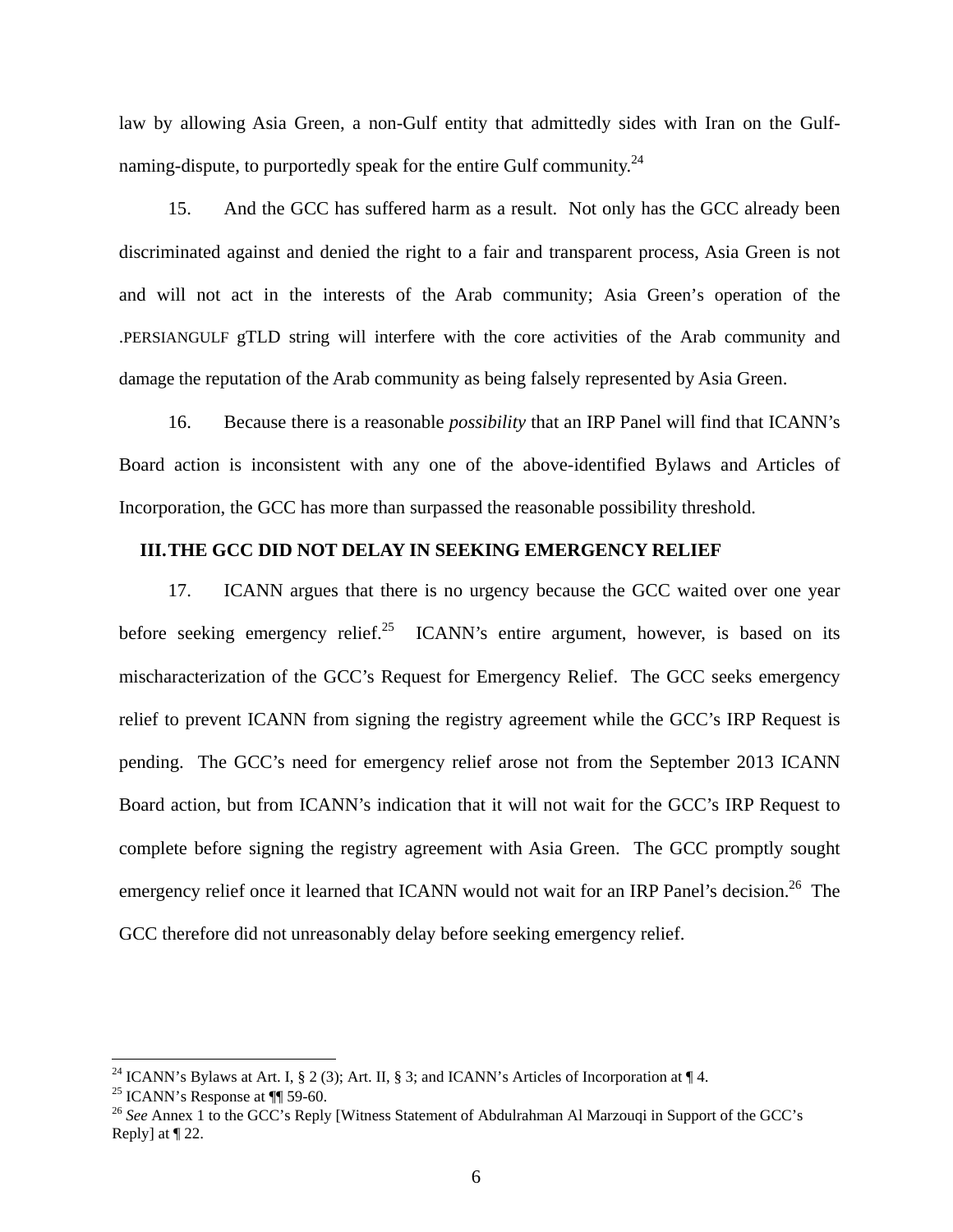law by allowing Asia Green, a non-Gulf entity that admittedly sides with Iran on the Gulf-naming-dispute, to purportedly speak for the entire Gulf community.[24]

15. And the GCC has suffered harm as a result. Not only has the GCC already been discriminated against and denied the right to a fair and transparent process, Asia Green is not and will not act in the interests of the Arab community; Asia Green's operation of the .PERSIANGULF gTLD string will interfere with the core activities of the Arab community and damage the reputation of the Arab community as being falsely represented by Asia Green.

16. Because there is a reasonable *possibility* that an IRP Panel will find that ICANN's Board action is inconsistent with any one of the above-identified Bylaws and Articles of Incorporation, the GCC has more than surpassed the reasonable possibility threshold.

## III. THE GCC DID NOT DELAY IN SEEKING EMERGENCY RELIEF

17. ICANN argues that there is no urgency because the GCC waited over one year before seeking emergency relief.[25] ICANN's entire argument, however, is based on its mischaracterization of the GCC's Request for Emergency Relief. The GCC seeks emergency relief to prevent ICANN from signing the registry agreement while the GCC's IRP Request is pending. The GCC's need for emergency relief arose not from the September 2013 ICANN Board action, but from ICANN's indication that it will not wait for the GCC's IRP Request to complete before signing the registry agreement with Asia Green. The GCC promptly sought emergency relief once it learned that ICANN would not wait for an IRP Panel's decision.[26] The GCC therefore did not unreasonably delay before seeking emergency relief.

---

[24] ICANN's Bylaws at Art. I, § 2 (3); Art. II, § 3; and ICANN's Articles of Incorporation at ¶ 4.

[25] ICANN's Response at ¶¶ 59-60.

[26] *See* Annex 1 to the GCC's Reply [Witness Statement of Abdulrahman Al Marzouqi in Support of the GCC's Reply] at ¶ 22.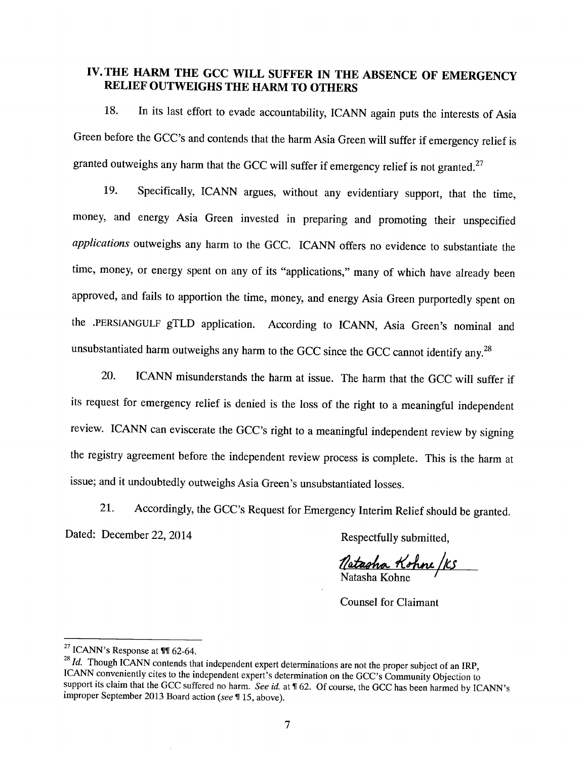## IV. THE HARM THE GCC WILL SUFFER IN THE ABSENCE OF EMERGENCY RELIEF OUTWEIGHS THE HARM TO OTHERS

18. In its last effort to evade accountability, ICANN again puts the interests of Asia Green before the GCC's and contends that the harm Asia Green will suffer if emergency relief is granted outweighs any harm that the GCC will suffer if emergency relief is not granted.[27]

19. Specifically, ICANN argues, without any evidentiary support, that the time, money, and energy Asia Green invested in preparing and promoting their unspecified *applications* outweighs any harm to the GCC. ICANN offers no evidence to substantiate the time, money, or energy spent on any of its "applications," many of which have already been approved, and fails to apportion the time, money, and energy Asia Green purportedly spent on the .PERSIANGULF gTLD application. According to ICANN, Asia Green's nominal and unsubstantiated harm outweighs any harm to the GCC since the GCC cannot identify any.[28]

20. ICANN misunderstands the harm at issue. The harm that the GCC will suffer if its request for emergency relief is denied is the loss of the right to a meaningful independent review. ICANN can eviscerate the GCC's right to a meaningful independent review by signing the registry agreement before the independent review process is complete. This is the harm at issue; and it undoubtedly outweighs Asia Green's unsubstantiated losses.

21. Accordingly, the GCC's Request for Emergency Interim Relief should be granted.

Dated: December 22, 2014

Respectfully submitted,

Natasha Kohne /KS

Natasha Kohne

Counsel for Claimant

---

[27] ICANN's Response at ¶¶ 62-64.

[28] *Id.* Though ICANN contends that independent expert determinations are not the proper subject of an IRP, ICANN conveniently cites to the independent expert's determination on the GCC's Community Objection to support its claim that the GCC suffered no harm. *See id.* at ¶ 62. Of course, the GCC has been harmed by ICANN's improper September 2013 Board action (*see* ¶ 15, above).